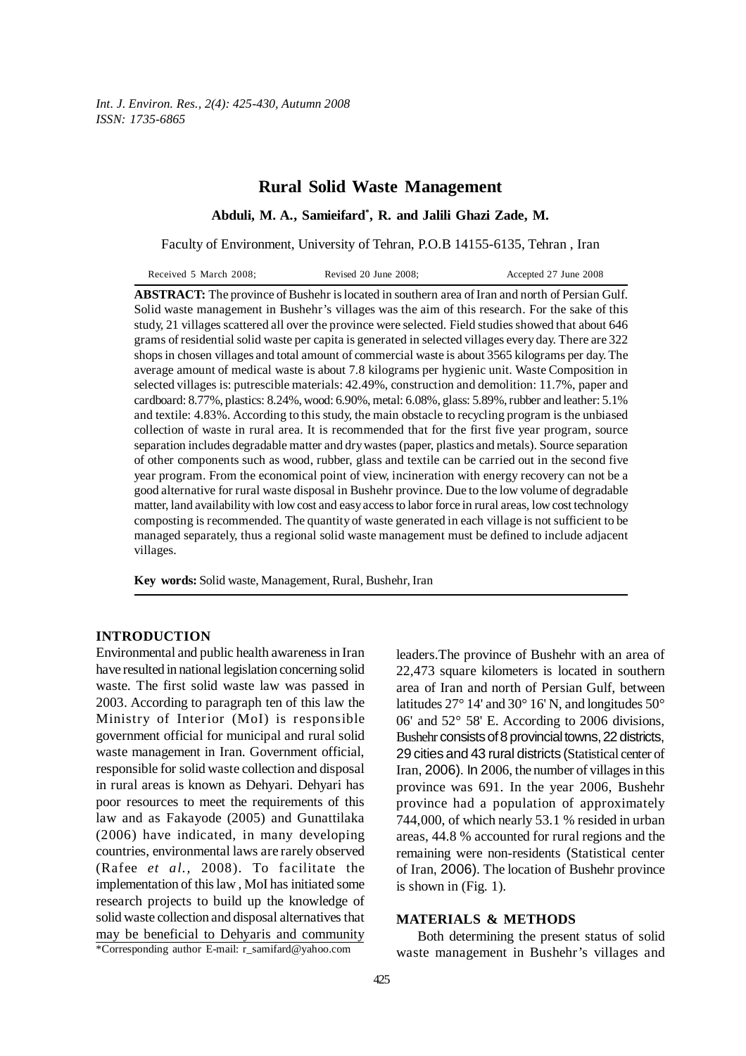# Rural Solid Waste Management

**Abduli, M. A., Samieifard\*, R. and Jalili Ghazi Zade, M.**

Faculty of Environment, University of Tehran, P.O.B 14155-6135, Tehran , Iran

Received 5 March 2008; Revised 20 June 2008; Accepted 27 June 2008

**ABSTRACT:** The province of Bushehr is located in southern area of Iran and north of Persian Gulf. Solid waste management in Bushehr's villages was the aim of this research. For the sake of this study, 21 villages scattered all over the province were selected. Field studies showed that about 646 grams of residential solid waste per capita is generated in selected villages every day. There are 322 shops in chosen villages and total amount of commercial waste is about 3565 kilograms per day. The average amount of medical waste is about 7.8 kilograms per hygienic unit. Waste Composition in selected villages is: putrescible materials: 42.49%, construction and demolition: 11.7%, paper and cardboard: 8.77%, plastics: 8.24%, wood: 6.90%, metal: 6.08%, glass: 5.89%, rubber and leather: 5.1% and textile: 4.83%. According to this study, the main obstacle to recycling program is the unbiased collection of waste in rural area. It is recommended that for the first five year program, source separation includes degradable matter and dry wastes (paper, plastics and metals). Source separation of other components such as wood, rubber, glass and textile can be carried out in the second five year program. From the economical point of view, incineration with energy recovery can not be a good alternative for rural waste disposal in Bushehr province. Due to the low volume of degradable matter, land availability with low cost and easy access to labor force in rural areas, low cost technology composting is recommended. The quantity of waste generated in each village is not sufficient to be managed separately, thus a regional solid waste management must be defined to include adjacent villages.

**Key words:** Solid waste, Management, Rural, Bushehr, Iran

## INTRODUCTION

Environmental and public health awareness in Iran have resulted in national legislation concerning solid waste. The first solid waste law was passed in 2003. According to paragraph ten of this law the Ministry of Interior (MoI) is responsible government official for municipal and rural solid waste management in Iran. Government official, responsible for solid waste collection and disposal in rural areas is known as Dehyari. Dehyari has poor resources to meet the requirements of this law and as Fakayode (2005) and Gunattilaka (2006) have indicated, in many developing countries, environmental laws are rarely observed (Rafee *et al.,* 2008). To facilitate the implementation of this law , MoI has initiated some research projects to build up the knowledge of solid waste collection and disposal alternatives that may be beneficial to Dehyaris and community leaders.The province of Bushehr with an area of 22,473 square kilometers is located in southern area of Iran and north of Persian Gulf, between latitudes 27° 14' and 30° 16' N, and longitudes 50° 06' and 52° 58' E. According to 2006 divisions, Bushehr consists of 8 provincial towns, 22 districts, 29 cities and 43 rural districts (Statistical center of Iran, 2006). In 2006, the number of villages in this province was 691. In the year 2006, Bushehr province had a population of approximately 744,000, of which nearly 53.1 % resided in urban areas, 44.8 % accounted for rural regions and the remaining were non-residents (Statistical center of Iran, 2006). The location of Bushehr province is shown in (Fig. 1).

\*Corresponding author E-mail: r_samifard@yahoo.com

## MATERIALS & METHODS

Both determining the present status of solid waste management in Bushehr's villages and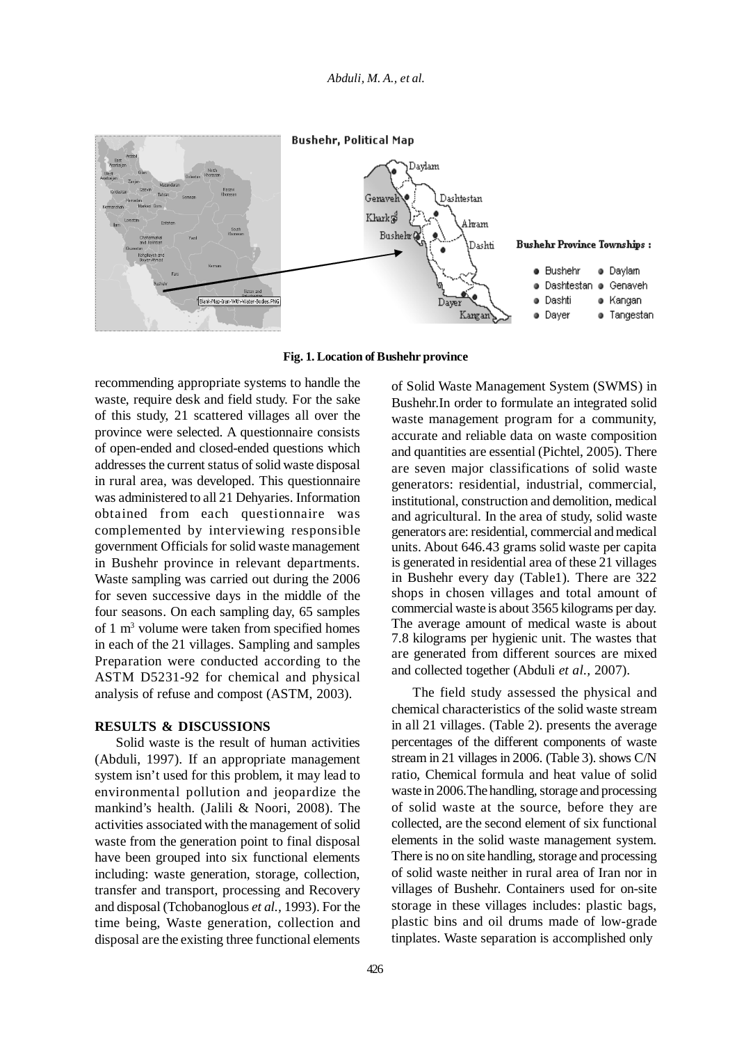**Fig. 1. Location of Bushehr province**

recommending appropriate systems to handle the waste, require desk and field study. For the sake of this study, 21 scattered villages all over the province were selected. A questionnaire consists of open-ended and closed-ended questions which addresses the current status of solid waste disposal in rural area, was developed. This questionnaire was administered to all 21 Dehyaries. Information obtained from each questionnaire was complemented by interviewing responsible government Officials for solid waste management in Bushehr province in relevant departments. Waste sampling was carried out during the 2006 for seven successive days in the middle of the four seasons. On each sampling day, 65 samples of 1 $m^3$ volume were taken from specified homes in each of the 21 villages. Sampling and samples Preparation were conducted according to the ASTM D5231-92 for chemical and physical analysis of refuse and compost (ASTM, 2003).

## RESULTS & DISCUSSIONS

Solid waste is the result of human activities (Abduli, 1997). If an appropriate management system isn't used for this problem, it may lead to environmental pollution and jeopardize the mankind's health. (Jalili & Noori, 2008). The activities associated with the management of solid waste from the generation point to final disposal have been grouped into six functional elements including: waste generation, storage, collection, transfer and transport, processing and Recovery and disposal (Tchobanoglous *et al.,* 1993). For the time being, Waste generation, collection and disposal are the existing three functional elements of Solid Waste Management System (SWMS) in Bushehr.In order to formulate an integrated solid waste management program for a community, accurate and reliable data on waste composition and quantities are essential (Pichtel, 2005). There are seven major classifications of solid waste generators: residential, industrial, commercial, institutional, construction and demolition, medical and agricultural. In the area of study, solid waste generators are: residential, commercial and medical units. About 646.43 grams solid waste per capita is generated in residential area of these 21 villages in Bushehr every day (Table1). There are 322 shops in chosen villages and total amount of commercial waste is about 3565 kilograms per day. The average amount of medical waste is about 7.8 kilograms per hygienic unit. The wastes that are generated from different sources are mixed and collected together (Abduli *et al.,* 2007).

The field study assessed the physical and chemical characteristics of the solid waste stream in all 21 villages. (Table 2). presents the average percentages of the different components of waste stream in 21 villages in 2006. (Table 3). shows C/N ratio, Chemical formula and heat value of solid waste in 2006.The handling, storage and processing of solid waste at the source, before they are collected, are the second element of six functional elements in the solid waste management system. There is no on site handling, storage and processing of solid waste neither in rural area of Iran nor in villages of Bushehr. Containers used for on-site storage in these villages includes: plastic bags, plastic bins and oil drums made of low-grade tinplates. Waste separation is accomplished only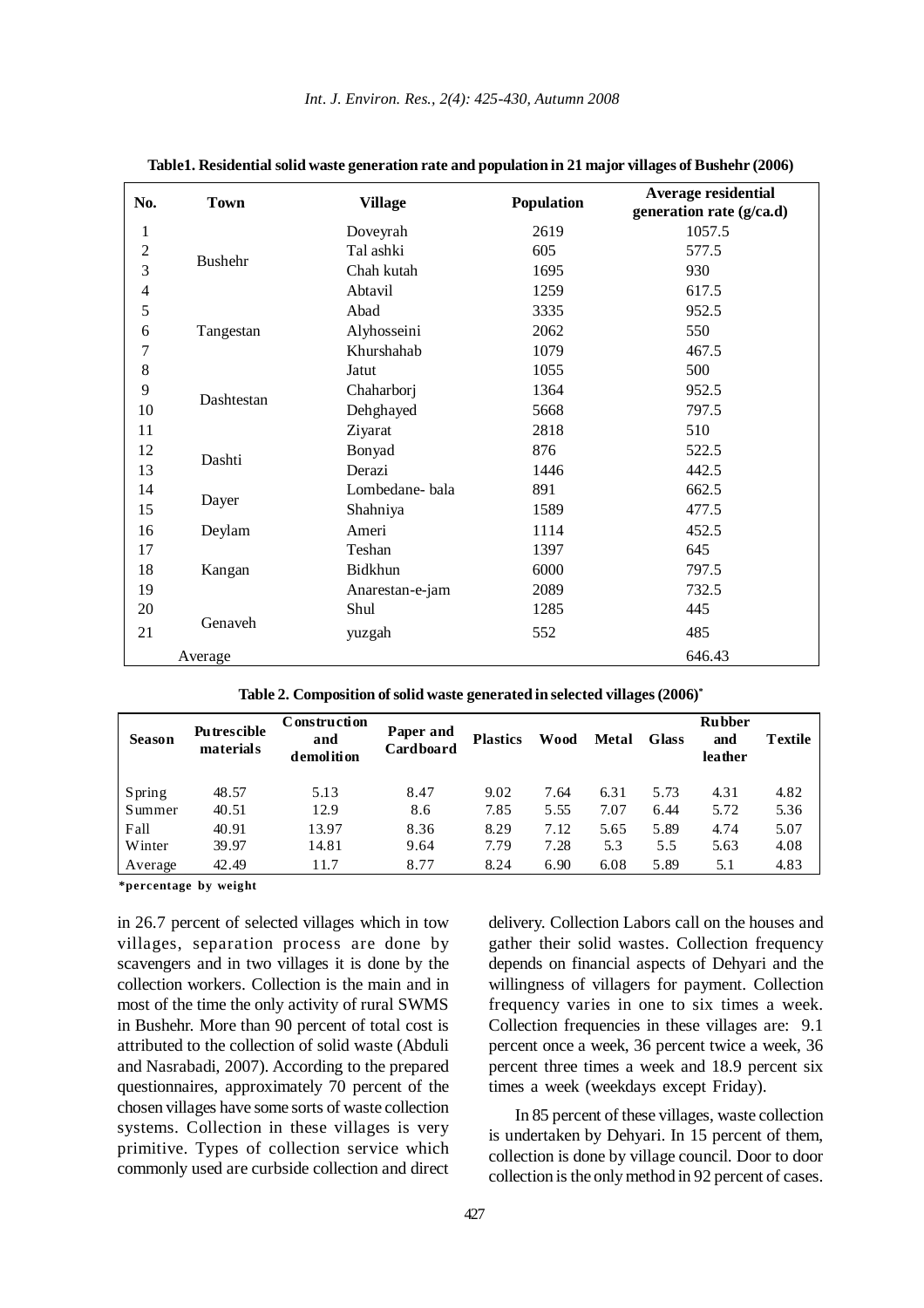**Table1. Residential solid waste generation rate and population in 21 major villages of Bushehr (2006)**

| No. | Town | Village | Population | Average residential generation rate (g/ca.d) |
|---|---|---|---|---|
| 1 | Bushehr | Doveyrah | 2619 | 1057.5 |
| 2 | | Tal ashki | 605 | 577.5 |
| 3 | | Chah kutah | 1695 | 930 |
| 4 | Tangestan | Abtavil | 1259 | 617.5 |
| 5 | | Abad | 3335 | 952.5 |
| 6 | | Alyhosseini | 2062 | 550 |
| 7 | | Khurshahab | 1079 | 467.5 |
| 8 | Dashtestan | Jatut | 1055 | 500 |
| 9 | | Chaharborj | 1364 | 952.5 |
| 10 | | Dehghayed | 5668 | 797.5 |
| 11 | Dashti | Ziyarat | 2818 | 510 |
| 12 | | Bonyad | 876 | 522.5 |
| 13 | | Derazi | 1446 | 442.5 |
| 14 | Dayer | Lombedane- bala | 891 | 662.5 |
| 15 | | Shahniya | 1589 | 477.5 |
| 16 | Deylam | Ameri | 1114 | 452.5 |
| 17 | Kangan | Teshan | 1397 | 645 |
| 18 | | Bidkhun | 6000 | 797.5 |
| 19 | | Anarestan-e-jam | 2089 | 732.5 |
| 20 | Genaveh | Shul | 1285 | 445 |
| 21 | | yuzgah | 552 | 485 |
| Average | | | | 646.43 |

**Table 2. Composition of solid waste generated in selected villages (2006)***

| Season | Putrescible materials | Construction and demolition | Paper and Cardboard | Plastics | Wood | Metal | Glass | Rubber and leather | Textile |
|---|---|---|---|---|---|---|---|---|---|
| Spring | 48.57 | 5.13 | 8.47 | 9.02 | 7.64 | 6.31 | 5.73 | 4.31 | 4.82 |
| Summer | 40.51 | 12.9 | 8.6 | 7.85 | 5.55 | 7.07 | 6.44 | 5.72 | 5.36 |
| Fall | 40.91 | 13.97 | 8.36 | 8.29 | 7.12 | 5.65 | 5.89 | 4.74 | 5.07 |
| Winter | 39.97 | 14.81 | 9.64 | 7.79 | 7.28 | 5.3 | 5.5 | 5.63 | 4.08 |
| Average | 42.49 | 11.7 | 8.77 | 8.24 | 6.90 | 6.08 | 5.89 | 5.1 | 4.83 |

*percentage by weight

in 26.7 percent of selected villages which in tow villages, separation process are done by scavengers and in two villages it is done by the collection workers. Collection is the main and in most of the time the only activity of rural SWMS in Bushehr. More than 90 percent of total cost is attributed to the collection of solid waste (Abduli and Nasrabadi, 2007). According to the prepared questionnaires, approximately 70 percent of the chosen villages have some sorts of waste collection systems. Collection in these villages is very primitive. Types of collection service which commonly used are curbside collection and direct delivery. Collection Labors call on the houses and gather their solid wastes. Collection frequency depends on financial aspects of Dehyari and the willingness of villagers for payment. Collection frequency varies in one to six times a week. Collection frequencies in these villages are: 9.1 percent once a week, 36 percent twice a week, 36 percent three times a week and 18.9 percent six times a week (weekdays except Friday).

In 85 percent of these villages, waste collection is undertaken by Dehyari. In 15 percent of them, collection is done by village council. Door to door collection is the only method in 92 percent of cases.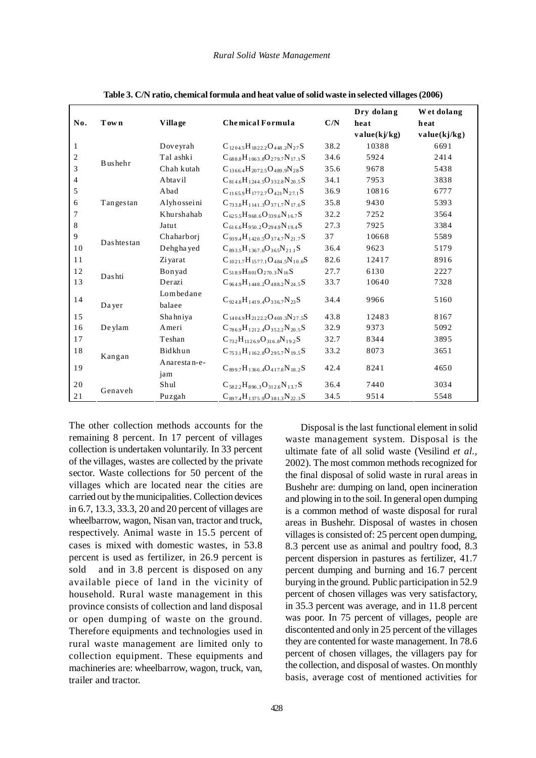**Table 3. C/N ratio, chemical formula and heat value of solid waste in selected villages (2006)**

| No. | Town | Village | Chemical Formula | C/N | Dry dolang heat value(kj/kg) | Wet dolang heat value(kj/kg) |
|---|---|---|---|---|---|---|
| 1 | Bushehr | Doveyrah | $C_{1204.5}H_{1822.2}O_{448.2}N_{27}S$ | 38.2 | 10388 | 6691 |
| 2 | | Tal ashki | $C_{688.8}H_{1063.8}O_{279.7}N_{17.1}S$ | 34.6 | 5924 | 2414 |
| 3 | | Chah kutah | $C_{1366.4}H_{2072.5}O_{489.9}N_{28}S$ | 35.6 | 9678 | 5438 |
| 4 | Tangestan | Abtavil | $C_{814.6}H_{1244.5}O_{332.8}N_{20.5}S$ | 34.1 | 7953 | 3838 |
| 5 | | Abad | $C_{1165.9}H_{1772.7}O_{421}N_{27.1}S$ | 36.9 | 10816 | 6777 |
| 6 | | Alyhosseini | $C_{733.8}H_{1141.3}O_{371.7}N_{17.6}S$ | 35.8 | 9430 | 5393 |
| 7 | | Khurshahab | $C_{625.5}H_{968.6}O_{339.6}N_{16.7}S$ | 32.2 | 7252 | 3564 |
| 8 | Dashtestan | Jatut | $C_{616.6}H_{950.2}O_{294.9}N_{19.4}S$ | 27.3 | 7925 | 3384 |
| 9 | | Chaharborj | $C_{939.4}H_{1420.5}O_{374.7}N_{21.7}S$ | 37 | 10668 | 5589 |
| 10 | | Dehghayed | $C_{893.5}H_{1367.6}O_{365}N_{21.1}S$ | 36.4 | 9623 | 5179 |
| 11 | | Ziyarat | $C_{1021.7}H_{1577.1}O_{484.5}N_{10.6}S$ | 82.6 | 12417 | 8916 |
| 12 | Dashti | Bonyad | $C_{518.9}H_{801}O_{270.3}N_{16}S$ | 27.7 | 6130 | 2227 |
| 13 | | Derazi | $C_{964.9}H_{1448.2}O_{488.2}N_{24.5}S$ | 33.7 | 10640 | 7328 |
| 14 | Dayer | Lombedane balaee | $C_{924.8}H_{1419.4}O_{336.7}N_{23}S$ | 34.4 | 9966 | 5160 |
| 15 | | Shahniya | $C_{1404.9}H_{2122.2}O_{469.3}N_{27.5}S$ | 43.8 | 12483 | 8167 |
| 16 | Deylam | Ameri | $C_{786.9}H_{1212.4}O_{352.2}N_{20.5}S$ | 32.9 | 9373 | 5092 |
| 17 | | Teshan | $C_{732}H_{1126.9}O_{316.8}N_{19.2}S$ | 32.7 | 8344 | 3895 |
| 18 | Kangan | Bidkhun | $C_{753.1}H_{1162.8}O_{295.7}N_{19.5}S$ | 33.2 | 8073 | 3651 |
| 19 | | Anarestan-e-jam | $C_{899.7}H_{1366.4}O_{417.8}N_{18.2}S$ | 42.4 | 8241 | 4650 |
| 20 | Genaveh | Shul | $C_{582.2}H_{896.3}O_{312.6}N_{13.7}S$ | 36.4 | 7440 | 3034 |
| 21 | | Puzgah | $C_{897.4}H_{1375.9}O_{381.3}N_{22.3}S$ | 34.5 | 9514 | 5548 |

The other collection methods accounts for the remaining 8 percent. In 17 percent of villages collection is undertaken voluntarily. In 33 percent of the villages, wastes are collected by the private sector. Waste collections for 50 percent of the villages which are located near the cities are carried out by the municipalities. Collection devices in 6.7, 13.3, 33.3, 20 and 20 percent of villages are wheelbarrow, wagon, Nisan van, tractor and truck, respectively. Animal waste in 15.5 percent of cases is mixed with domestic wastes, in 53.8 percent is used as fertilizer, in 26.9 percent is sold and in 3.8 percent is disposed on any available piece of land in the vicinity of household. Rural waste management in this province consists of collection and land disposal or open dumping of waste on the ground. Therefore equipments and technologies used in rural waste management are limited only to collection equipment. These equipments and machineries are: wheelbarrow, wagon, truck, van, trailer and tractor.

Disposal is the last functional element in solid waste management system. Disposal is the ultimate fate of all solid waste (Vesilind *et al.*, 2002). The most common methods recognized for the final disposal of solid waste in rural areas in Bushehr are: dumping on land, open incineration and plowing in to the soil. In general open dumping is a common method of waste disposal for rural areas in Bushehr. Disposal of wastes in chosen villages is consisted of: 25 percent open dumping, 8.3 percent use as animal and poultry food, 8.3 percent dispersion in pastures as fertilizer, 41.7 percent dumping and burning and 16.7 percent burying in the ground. Public participation in 52.9 percent of chosen villages was very satisfactory, in 35.3 percent was average, and in 11.8 percent was poor. In 75 percent of villages, people are discontented and only in 25 percent of the villages they are contented for waste management. In 78.6 percent of chosen villages, the villagers pay for the collection, and disposal of wastes. On monthly basis, average cost of mentioned activities for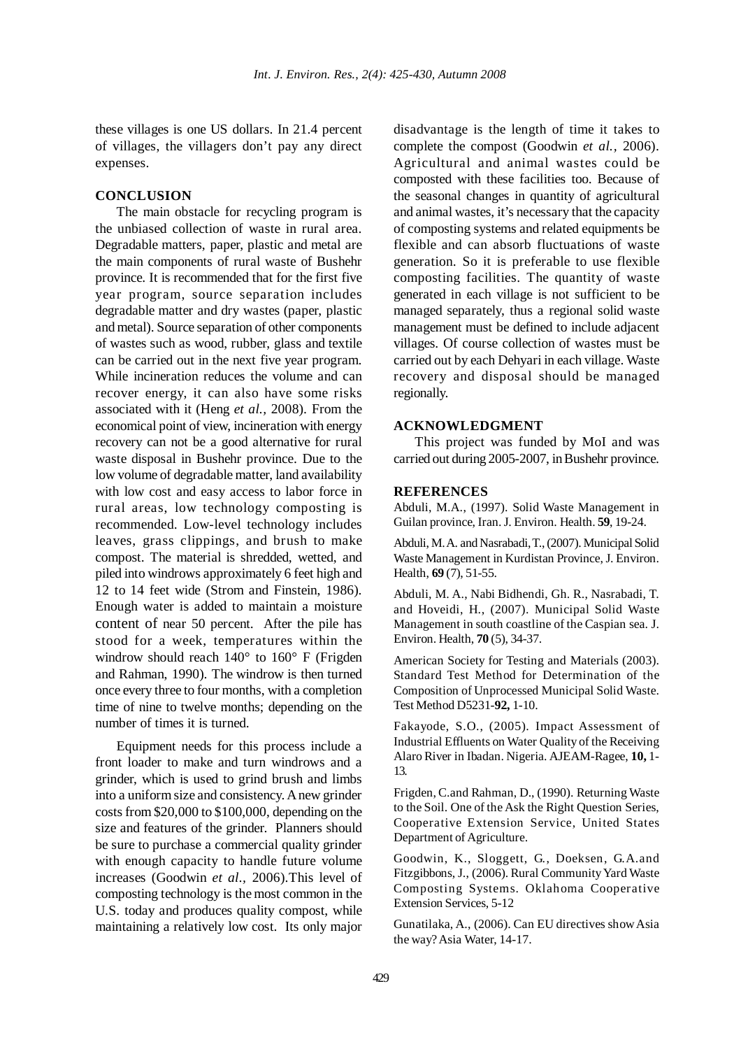these villages is one US dollars. In 21.4 percent of villages, the villagers don't pay any direct expenses.

## CONCLUSION

The main obstacle for recycling program is the unbiased collection of waste in rural area. Degradable matters, paper, plastic and metal are the main components of rural waste of Bushehr province. It is recommended that for the first five year program, source separation includes degradable matter and dry wastes (paper, plastic and metal). Source separation of other components of wastes such as wood, rubber, glass and textile can be carried out in the next five year program. While incineration reduces the volume and can recover energy, it can also have some risks associated with it (Heng *et al.,* 2008). From the economical point of view, incineration with energy recovery can not be a good alternative for rural waste disposal in Bushehr province. Due to the low volume of degradable matter, land availability with low cost and easy access to labor force in rural areas, low technology composting is recommended. Low-level technology includes leaves, grass clippings, and brush to make compost. The material is shredded, wetted, and piled into windrows approximately 6 feet high and 12 to 14 feet wide (Strom and Finstein, 1986). Enough water is added to maintain a moisture content of near 50 percent. After the pile has stood for a week, temperatures within the windrow should reach 140° to 160° F (Frigden and Rahman, 1990). The windrow is then turned once every three to four months, with a completion time of nine to twelve months; depending on the number of times it is turned.

Equipment needs for this process include a front loader to make and turn windrows and a grinder, which is used to grind brush and limbs into a uniform size and consistency. A new grinder costs from $20,000 to $100,000, depending on the size and features of the grinder. Planners should be sure to purchase a commercial quality grinder with enough capacity to handle future volume increases (Goodwin *et al.,* 2006).This level of composting technology is the most common in the U.S. today and produces quality compost, while maintaining a relatively low cost. Its only major disadvantage is the length of time it takes to complete the compost (Goodwin *et al.,* 2006). Agricultural and animal wastes could be composted with these facilities too. Because of the seasonal changes in quantity of agricultural and animal wastes, it's necessary that the capacity of composting systems and related equipments be flexible and can absorb fluctuations of waste generation. So it is preferable to use flexible composting facilities. The quantity of waste generated in each village is not sufficient to be managed separately, thus a regional solid waste management must be defined to include adjacent villages. Of course collection of wastes must be carried out by each Dehyari in each village. Waste recovery and disposal should be managed regionally.

## ACKNOWLEDGMENT

This project was funded by MoI and was carried out during 2005-2007, in Bushehr province.

## REFERENCES

Abduli, M.A., (1997). Solid Waste Management in Guilan province, Iran. J. Environ. Health. **59**, 19-24.

Abduli, M. A. and Nasrabadi, T., (2007). Municipal Solid Waste Management in Kurdistan Province, J. Environ. Health, **69** (7), 51-55.

Abduli, M. A., Nabi Bidhendi, Gh. R., Nasrabadi, T. and Hoveidi, H., (2007). Municipal Solid Waste Management in south coastline of the Caspian sea. J. Environ. Health, **70** (5), 34-37.

American Society for Testing and Materials (2003). Standard Test Method for Determination of the Composition of Unprocessed Municipal Solid Waste. Test Method D5231-**92,** 1-10.

Fakayode, S.O., (2005). Impact Assessment of Industrial Effluents on Water Quality of the Receiving Alaro River in Ibadan. Nigeria. AJEAM-Ragee, **10,** 1-13.

Frigden, C.and Rahman, D., (1990). Returning Waste to the Soil. One of the Ask the Right Question Series, Cooperative Extension Service, United States Department of Agriculture.

Goodwin, K., Sloggett, G., Doeksen, G.A.and Fitzgibbons, J., (2006). Rural Community Yard Waste Composting Systems. Oklahoma Cooperative Extension Services, 5-12

Gunatilaka, A., (2006). Can EU directives show Asia the way? Asia Water, 14-17.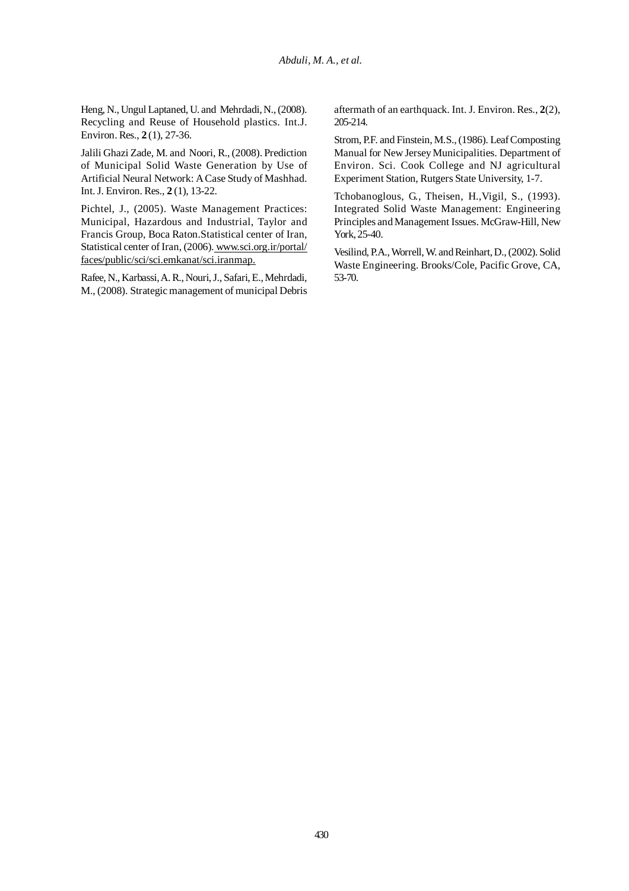Heng, N., Ungul Laptaned, U. and Mehrdadi, N., (2008). Recycling and Reuse of Household plastics. Int.J. Environ. Res., **2** (1), 27-36.

Jalili Ghazi Zade, M. and Noori, R., (2008). Prediction of Municipal Solid Waste Generation by Use of Artificial Neural Network: A Case Study of Mashhad. Int. J. Environ. Res., **2** (1), 13-22.

Pichtel, J., (2005). Waste Management Practices: Municipal, Hazardous and Industrial, Taylor and Francis Group, Boca Raton.Statistical center of Iran, Statistical center of Iran, (2006). www.sci.org.ir/portal/faces/public/sci/sci.emkanat/sci.iranmap.

Rafee, N., Karbassi, A. R., Nouri, J., Safari, E., Mehrdadi, M., (2008). Strategic management of municipal Debris aftermath of an earthquack. Int. J. Environ. Res., **2**(2), 205-214.

Strom, P.F. and Finstein, M.S., (1986). Leaf Composting Manual for New Jersey Municipalities. Department of Environ. Sci. Cook College and NJ agricultural Experiment Station, Rutgers State University, 1-7.

Tchobanoglous, G., Theisen, H.,Vigil, S., (1993). Integrated Solid Waste Management: Engineering Principles and Management Issues. McGraw-Hill, New York, 25-40.

Vesilind, P.A., Worrell, W. and Reinhart, D., (2002). Solid Waste Engineering. Brooks/Cole, Pacific Grove, CA, 53-70.